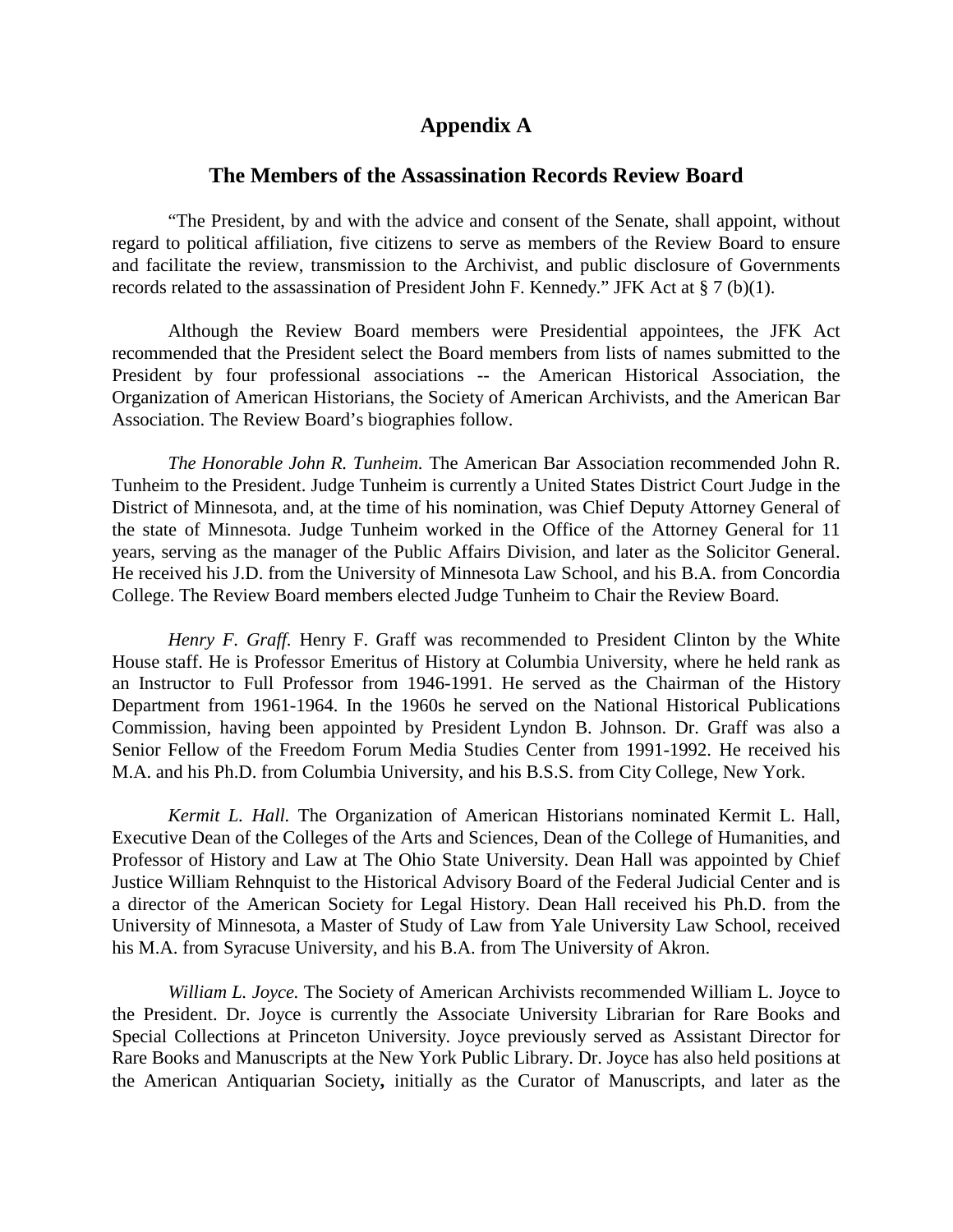# Appendix A

## The Members of the Assassination Records Review Board

"The President, by and with the advice and consent of the Senate, shall appoint, without regard to political affiliation, five citizens to serve as members of the Review Board to ensure and facilitate the review, transmission to the Archivist, and public disclosure of Governments records related to the assassination of President John F. Kennedy." JFK Act at § 7 (b)(1).

Although the Review Board members were Presidential appointees, the JFK Act recommended that the President select the Board members from lists of names submitted to the President by four professional associations -- the American Historical Association, the Organization of American Historians, the Society of American Archivists, and the American Bar Association. The Review Board's biographies follow.

*The Honorable John R. Tunheim.* The American Bar Association recommended John R. Tunheim to the President. Judge Tunheim is currently a United States District Court Judge in the District of Minnesota, and, at the time of his nomination, was Chief Deputy Attorney General of the state of Minnesota. Judge Tunheim worked in the Office of the Attorney General for 11 years, serving as the manager of the Public Affairs Division, and later as the Solicitor General. He received his J.D. from the University of Minnesota Law School, and his B.A. from Concordia College. The Review Board members elected Judge Tunheim to Chair the Review Board.

*Henry F. Graff.* Henry F. Graff was recommended to President Clinton by the White House staff. He is Professor Emeritus of History at Columbia University, where he held rank as an Instructor to Full Professor from 1946-1991. He served as the Chairman of the History Department from 1961-1964. In the 1960s he served on the National Historical Publications Commission, having been appointed by President Lyndon B. Johnson. Dr. Graff was also a Senior Fellow of the Freedom Forum Media Studies Center from 1991-1992. He received his M.A. and his Ph.D. from Columbia University, and his B.S.S. from City College, New York.

*Kermit L. Hall.* The Organization of American Historians nominated Kermit L. Hall, Executive Dean of the Colleges of the Arts and Sciences, Dean of the College of Humanities, and Professor of History and Law at The Ohio State University. Dean Hall was appointed by Chief Justice William Rehnquist to the Historical Advisory Board of the Federal Judicial Center and is a director of the American Society for Legal History. Dean Hall received his Ph.D. from the University of Minnesota, a Master of Study of Law from Yale University Law School, received his M.A. from Syracuse University, and his B.A. from The University of Akron.

*William L. Joyce.* The Society of American Archivists recommended William L. Joyce to the President. Dr. Joyce is currently the Associate University Librarian for Rare Books and Special Collections at Princeton University. Joyce previously served as Assistant Director for Rare Books and Manuscripts at the New York Public Library. Dr. Joyce has also held positions at the American Antiquarian Society**,** initially as the Curator of Manuscripts, and later as the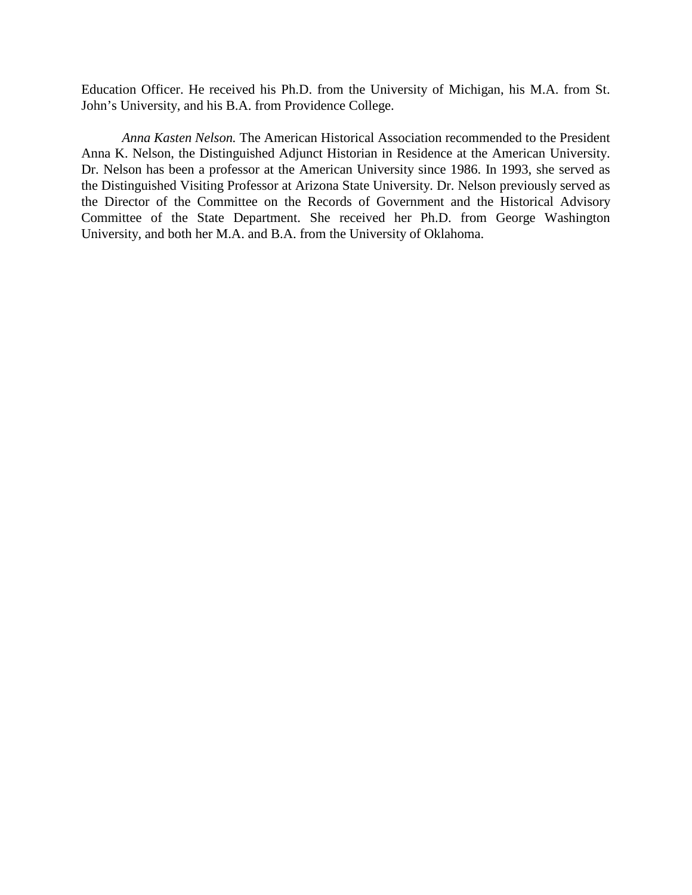Education Officer. He received his Ph.D. from the University of Michigan, his M.A. from St. John's University, and his B.A. from Providence College.

*Anna Kasten Nelson.* The American Historical Association recommended to the President Anna K. Nelson, the Distinguished Adjunct Historian in Residence at the American University. Dr. Nelson has been a professor at the American University since 1986. In 1993, she served as the Distinguished Visiting Professor at Arizona State University. Dr. Nelson previously served as the Director of the Committee on the Records of Government and the Historical Advisory Committee of the State Department. She received her Ph.D. from George Washington University, and both her M.A. and B.A. from the University of Oklahoma.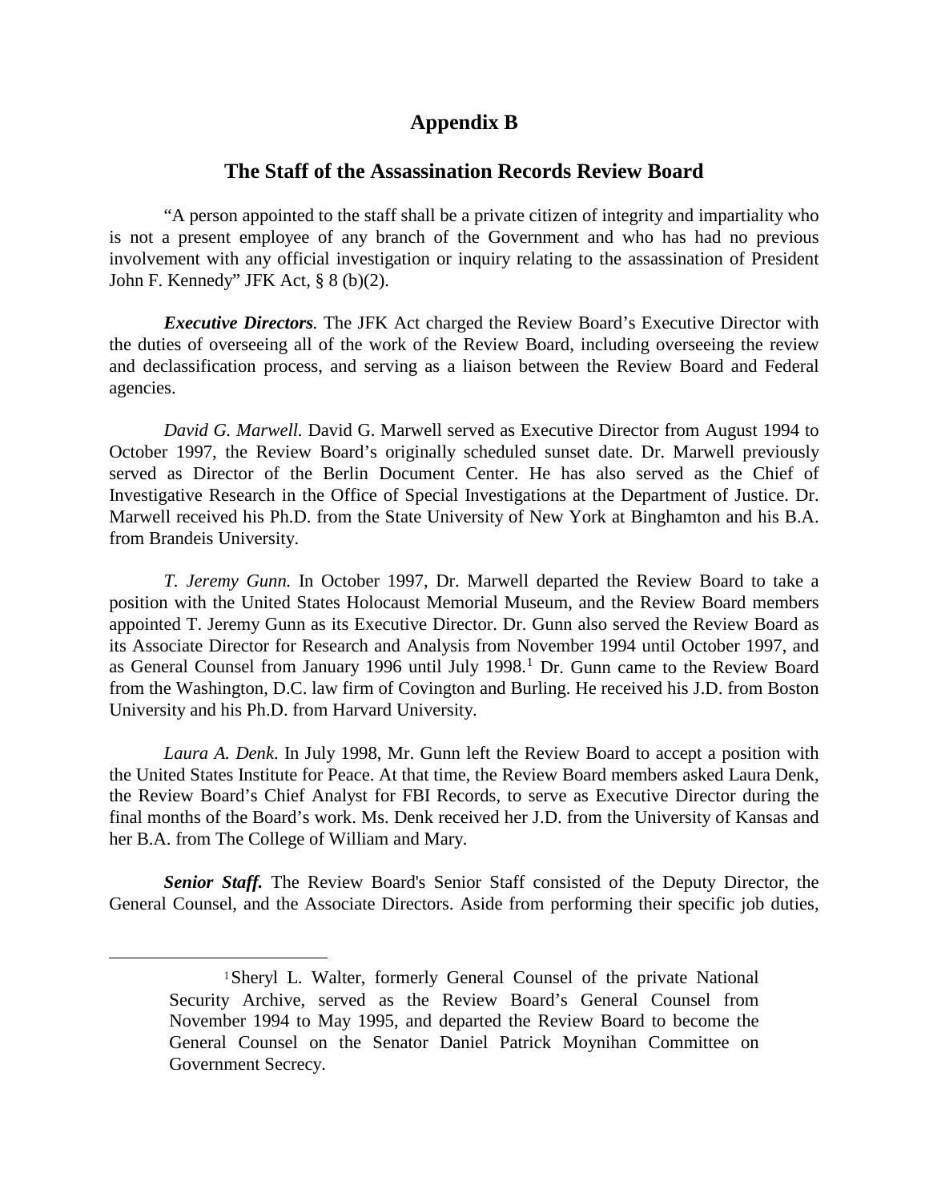# Appendix B

## The Staff of the Assassination Records Review Board

"A person appointed to the staff shall be a private citizen of integrity and impartiality who is not a present employee of any branch of the Government and who has had no previous involvement with any official investigation or inquiry relating to the assassination of President John F. Kennedy" JFK Act, § 8 (b)(2).

***Executive Directors.*** The JFK Act charged the Review Board's Executive Director with the duties of overseeing all of the work of the Review Board, including overseeing the review and declassification process, and serving as a liaison between the Review Board and Federal agencies.

*David G. Marwell.* David G. Marwell served as Executive Director from August 1994 to October 1997, the Review Board's originally scheduled sunset date. Dr. Marwell previously served as Director of the Berlin Document Center. He has also served as the Chief of Investigative Research in the Office of Special Investigations at the Department of Justice. Dr. Marwell received his Ph.D. from the State University of New York at Binghamton and his B.A. from Brandeis University.

*T. Jeremy Gunn.* In October 1997, Dr. Marwell departed the Review Board to take a position with the United States Holocaust Memorial Museum, and the Review Board members appointed T. Jeremy Gunn as its Executive Director. Dr. Gunn also served the Review Board as its Associate Director for Research and Analysis from November 1994 until October 1997, and as General Counsel from January 1996 until July 1998.[1] Dr. Gunn came to the Review Board from the Washington, D.C. law firm of Covington and Burling. He received his J.D. from Boston University and his Ph.D. from Harvard University.

*Laura A. Denk.* In July 1998, Mr. Gunn left the Review Board to accept a position with the United States Institute for Peace. At that time, the Review Board members asked Laura Denk, the Review Board's Chief Analyst for FBI Records, to serve as Executive Director during the final months of the Board's work. Ms. Denk received her J.D. from the University of Kansas and her B.A. from The College of William and Mary.

***Senior Staff.*** The Review Board's Senior Staff consisted of the Deputy Director, the General Counsel, and the Associate Directors. Aside from performing their specific job duties,

[1] Sheryl L. Walter, formerly General Counsel of the private National Security Archive, served as the Review Board's General Counsel from November 1994 to May 1995, and departed the Review Board to become the General Counsel on the Senator Daniel Patrick Moynihan Committee on Government Secrecy.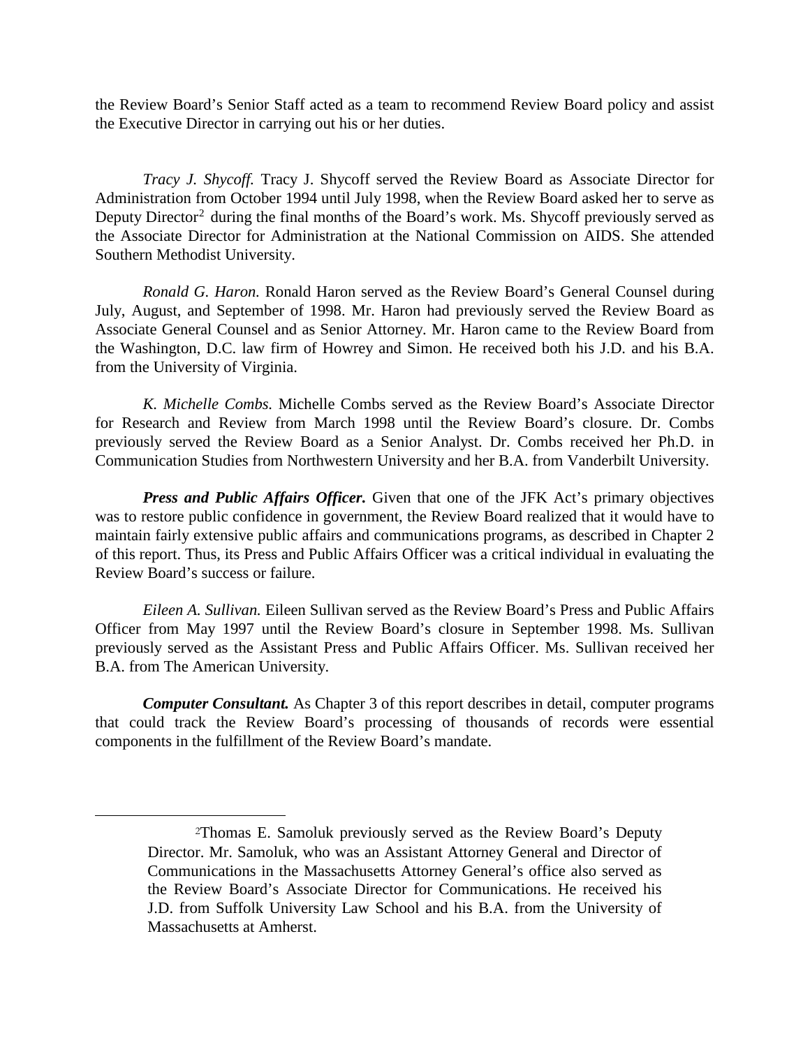the Review Board's Senior Staff acted as a team to recommend Review Board policy and assist the Executive Director in carrying out his or her duties.

*Tracy J. Shycoff.* Tracy J. Shycoff served the Review Board as Associate Director for Administration from October 1994 until July 1998, when the Review Board asked her to serve as Deputy Director[2] during the final months of the Board's work. Ms. Shycoff previously served as the Associate Director for Administration at the National Commission on AIDS. She attended Southern Methodist University.

*Ronald G. Haron.* Ronald Haron served as the Review Board's General Counsel during July, August, and September of 1998. Mr. Haron had previously served the Review Board as Associate General Counsel and as Senior Attorney. Mr. Haron came to the Review Board from the Washington, D.C. law firm of Howrey and Simon. He received both his J.D. and his B.A. from the University of Virginia.

*K. Michelle Combs.* Michelle Combs served as the Review Board's Associate Director for Research and Review from March 1998 until the Review Board's closure. Dr. Combs previously served the Review Board as a Senior Analyst. Dr. Combs received her Ph.D. in Communication Studies from Northwestern University and her B.A. from Vanderbilt University.

***Press and Public Affairs Officer.*** Given that one of the JFK Act's primary objectives was to restore public confidence in government, the Review Board realized that it would have to maintain fairly extensive public affairs and communications programs, as described in Chapter 2 of this report. Thus, its Press and Public Affairs Officer was a critical individual in evaluating the Review Board's success or failure.

*Eileen A. Sullivan.* Eileen Sullivan served as the Review Board's Press and Public Affairs Officer from May 1997 until the Review Board's closure in September 1998. Ms. Sullivan previously served as the Assistant Press and Public Affairs Officer. Ms. Sullivan received her B.A. from The American University.

***Computer Consultant.*** As Chapter 3 of this report describes in detail, computer programs that could track the Review Board's processing of thousands of records were essential components in the fulfillment of the Review Board's mandate.

---

[2]Thomas E. Samoluk previously served as the Review Board's Deputy Director. Mr. Samoluk, who was an Assistant Attorney General and Director of Communications in the Massachusetts Attorney General's office also served as the Review Board's Associate Director for Communications. He received his J.D. from Suffolk University Law School and his B.A. from the University of Massachusetts at Amherst.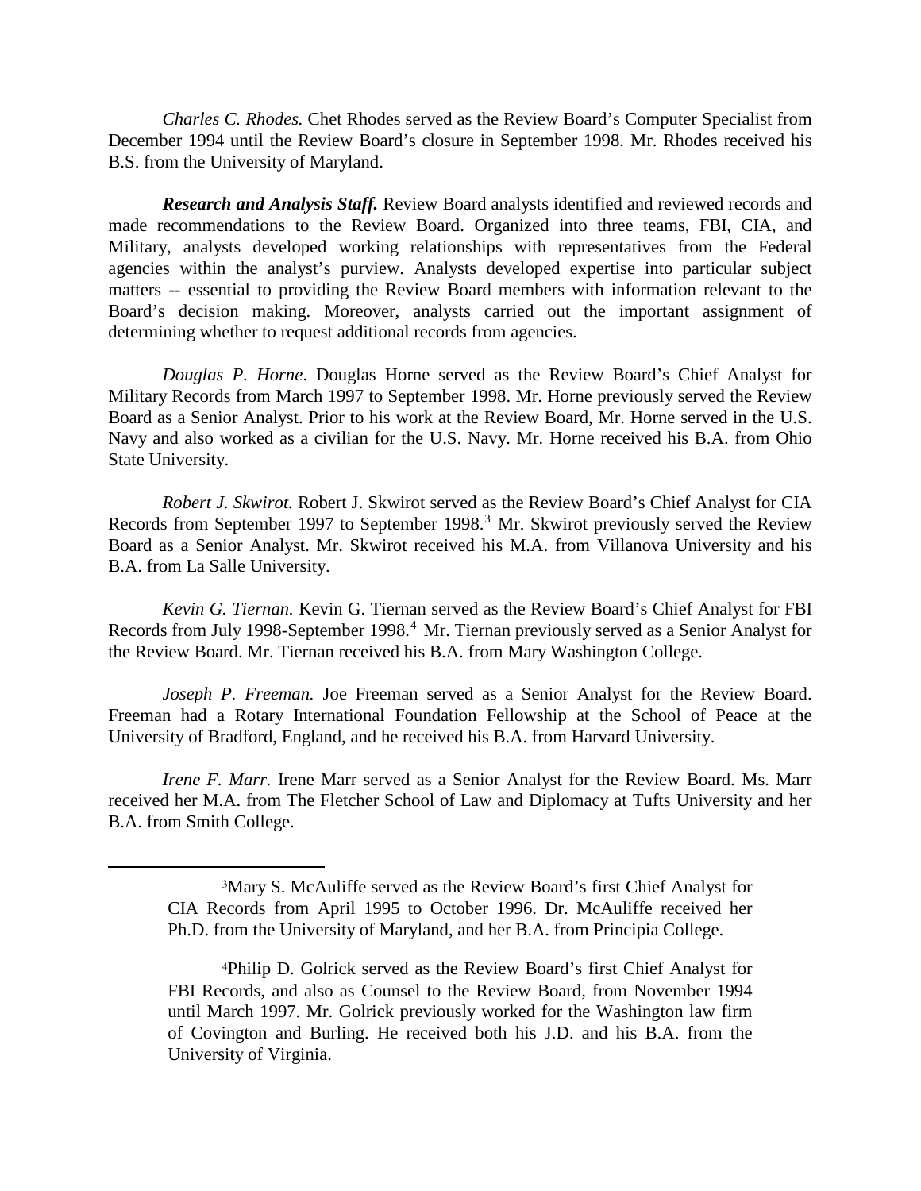*Charles C. Rhodes.* Chet Rhodes served as the Review Board's Computer Specialist from December 1994 until the Review Board's closure in September 1998. Mr. Rhodes received his B.S. from the University of Maryland.

***Research and Analysis Staff.*** Review Board analysts identified and reviewed records and made recommendations to the Review Board. Organized into three teams, FBI, CIA, and Military, analysts developed working relationships with representatives from the Federal agencies within the analyst's purview. Analysts developed expertise into particular subject matters -- essential to providing the Review Board members with information relevant to the Board's decision making. Moreover, analysts carried out the important assignment of determining whether to request additional records from agencies.

*Douglas P. Horne*. Douglas Horne served as the Review Board's Chief Analyst for Military Records from March 1997 to September 1998. Mr. Horne previously served the Review Board as a Senior Analyst. Prior to his work at the Review Board, Mr. Horne served in the U.S. Navy and also worked as a civilian for the U.S. Navy. Mr. Horne received his B.A. from Ohio State University.

*Robert J. Skwirot.* Robert J. Skwirot served as the Review Board's Chief Analyst for CIA Records from September 1997 to September 1998.[3] Mr. Skwirot previously served the Review Board as a Senior Analyst. Mr. Skwirot received his M.A. from Villanova University and his B.A. from La Salle University.

*Kevin G. Tiernan.* Kevin G. Tiernan served as the Review Board's Chief Analyst for FBI Records from July 1998-September 1998.[4] Mr. Tiernan previously served as a Senior Analyst for the Review Board. Mr. Tiernan received his B.A. from Mary Washington College.

*Joseph P. Freeman.* Joe Freeman served as a Senior Analyst for the Review Board. Freeman had a Rotary International Foundation Fellowship at the School of Peace at the University of Bradford, England, and he received his B.A. from Harvard University.

*Irene F. Marr.* Irene Marr served as a Senior Analyst for the Review Board. Ms. Marr received her M.A. from The Fletcher School of Law and Diplomacy at Tufts University and her B.A. from Smith College.

---

[3] Mary S. McAuliffe served as the Review Board's first Chief Analyst for CIA Records from April 1995 to October 1996. Dr. McAuliffe received her Ph.D. from the University of Maryland, and her B.A. from Principia College.

[4] Philip D. Golrick served as the Review Board's first Chief Analyst for FBI Records, and also as Counsel to the Review Board, from November 1994 until March 1997. Mr. Golrick previously worked for the Washington law firm of Covington and Burling. He received both his J.D. and his B.A. from the University of Virginia.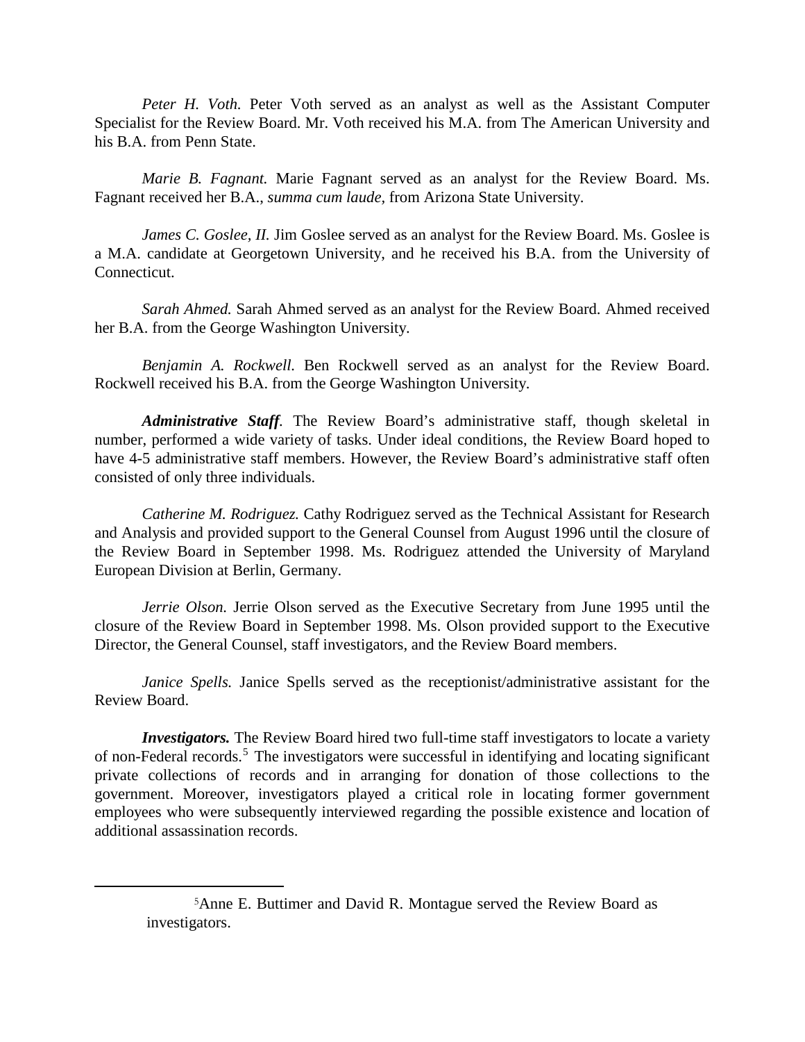*Peter H. Voth.* Peter Voth served as an analyst as well as the Assistant Computer Specialist for the Review Board. Mr. Voth received his M.A. from The American University and his B.A. from Penn State.

*Marie B. Fagnant.* Marie Fagnant served as an analyst for the Review Board. Ms. Fagnant received her B.A., *summa cum laude*, from Arizona State University.

*James C. Goslee, II.* Jim Goslee served as an analyst for the Review Board. Ms. Goslee is a M.A. candidate at Georgetown University, and he received his B.A. from the University of Connecticut.

*Sarah Ahmed.* Sarah Ahmed served as an analyst for the Review Board. Ahmed received her B.A. from the George Washington University.

*Benjamin A. Rockwell.* Ben Rockwell served as an analyst for the Review Board. Rockwell received his B.A. from the George Washington University.

***Administrative Staff***. The Review Board's administrative staff, though skeletal in number, performed a wide variety of tasks. Under ideal conditions, the Review Board hoped to have 4-5 administrative staff members. However, the Review Board's administrative staff often consisted of only three individuals.

*Catherine M. Rodriguez.* Cathy Rodriguez served as the Technical Assistant for Research and Analysis and provided support to the General Counsel from August 1996 until the closure of the Review Board in September 1998. Ms. Rodriguez attended the University of Maryland European Division at Berlin, Germany.

*Jerrie Olson.* Jerrie Olson served as the Executive Secretary from June 1995 until the closure of the Review Board in September 1998. Ms. Olson provided support to the Executive Director, the General Counsel, staff investigators, and the Review Board members.

*Janice Spells.* Janice Spells served as the receptionist/administrative assistant for the Review Board.

***Investigators.*** The Review Board hired two full-time staff investigators to locate a variety of non-Federal records.[5] The investigators were successful in identifying and locating significant private collections of records and in arranging for donation of those collections to the government. Moreover, investigators played a critical role in locating former government employees who were subsequently interviewed regarding the possible existence and location of additional assassination records.

---

[5] Anne E. Buttimer and David R. Montague served the Review Board as investigators.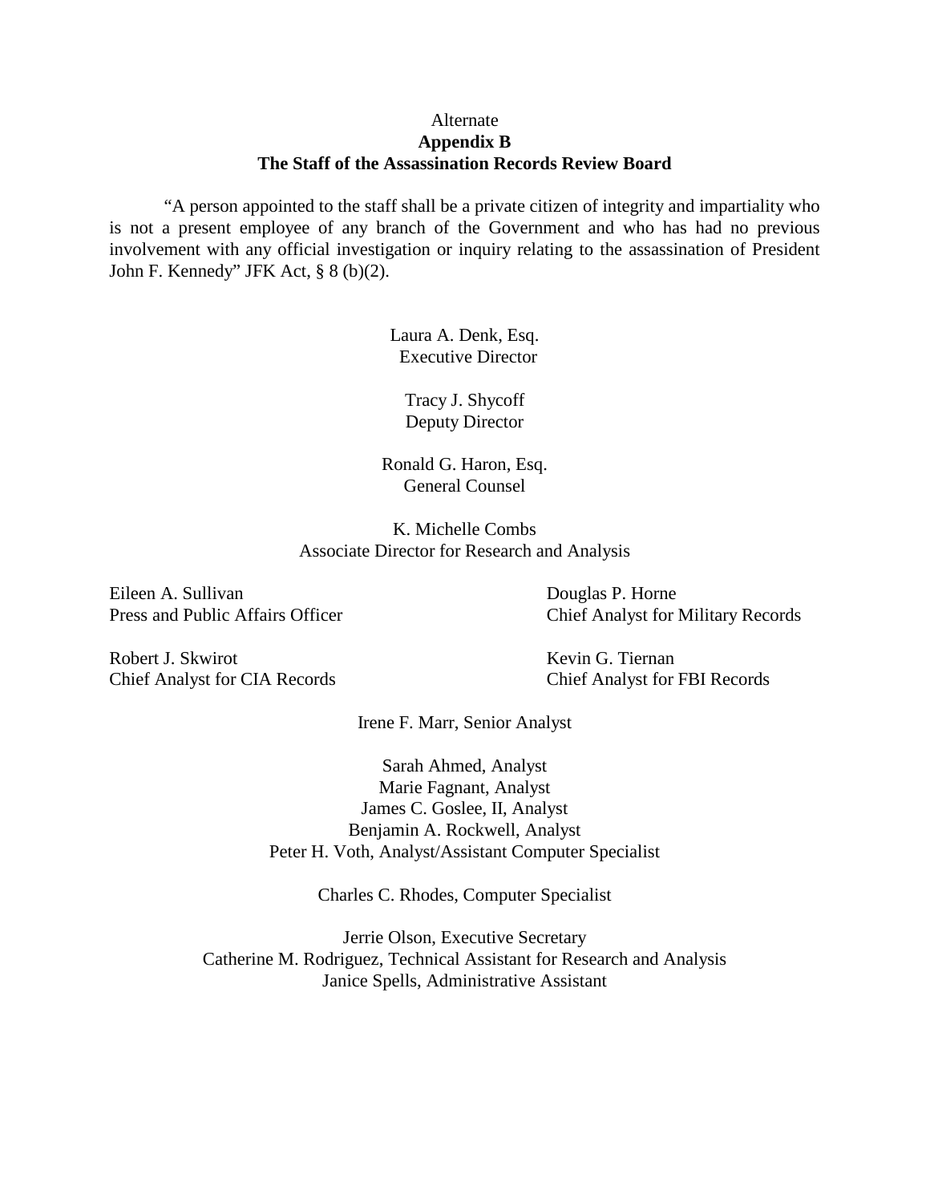Alternate

**Appendix B**

**The Staff of the Assassination Records Review Board**

"A person appointed to the staff shall be a private citizen of integrity and impartiality who is not a present employee of any branch of the Government and who has had no previous involvement with any official investigation or inquiry relating to the assassination of President John F. Kennedy" JFK Act, § 8 (b)(2).

Laura A. Denk, Esq.
Executive Director

Tracy J. Shycoff
Deputy Director

Ronald G. Haron, Esq.
General Counsel

K. Michelle Combs
Associate Director for Research and Analysis

Eileen A. Sullivan
Press and Public Affairs Officer

Douglas P. Horne
Chief Analyst for Military Records

Robert J. Skwirot
Chief Analyst for CIA Records

Kevin G. Tiernan
Chief Analyst for FBI Records

Irene F. Marr, Senior Analyst

Sarah Ahmed, Analyst
Marie Fagnant, Analyst
James C. Goslee, II, Analyst
Benjamin A. Rockwell, Analyst
Peter H. Voth, Analyst/Assistant Computer Specialist

Charles C. Rhodes, Computer Specialist

Jerrie Olson, Executive Secretary
Catherine M. Rodriguez, Technical Assistant for Research and Analysis
Janice Spells, Administrative Assistant